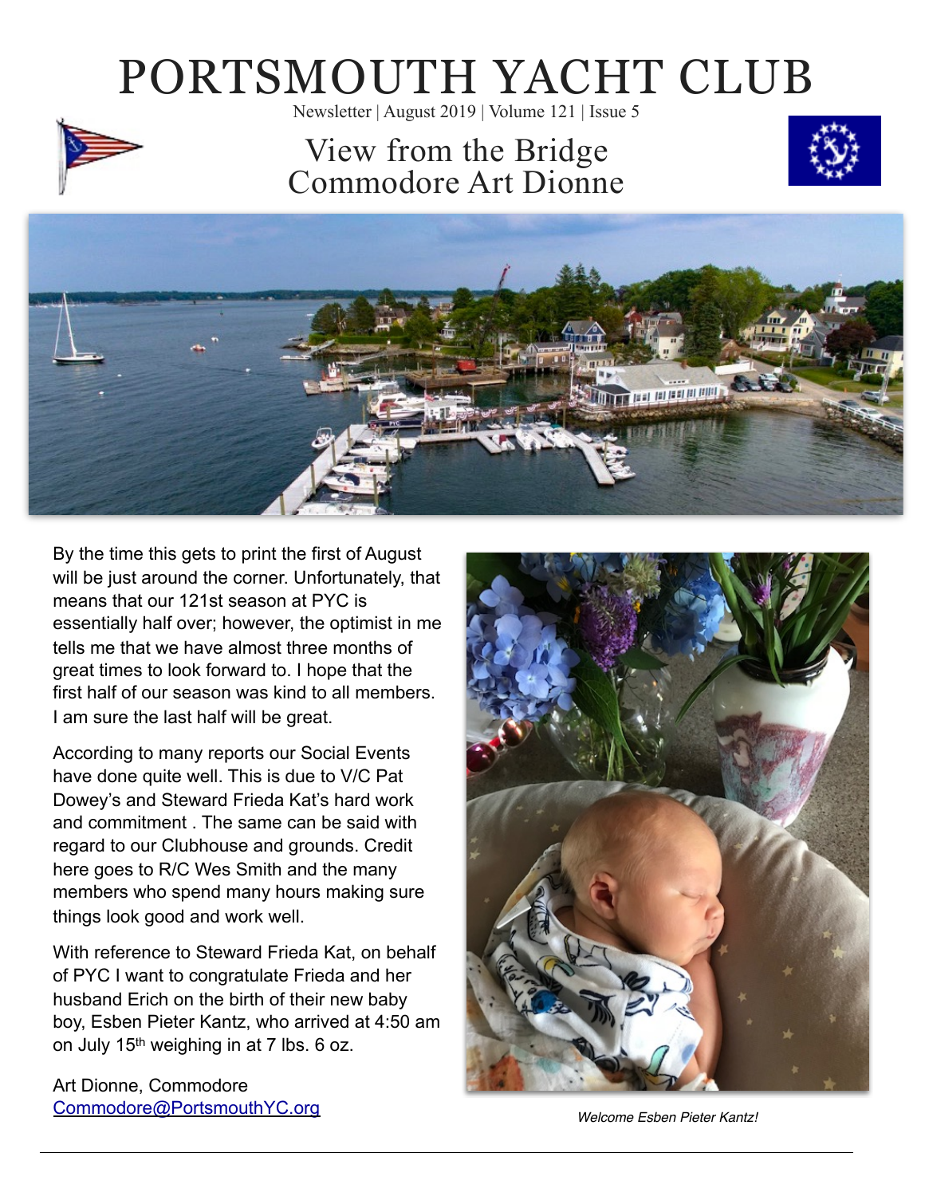# PORTSMOUTH YACHT CLUB

Newsletter | August 2019 | Volume 121 | Issue 5

## View from the Bridge
## Commodore Art Dionne

By the time this gets to print the first of August will be just around the corner. Unfortunately, that means that our 121st season at PYC is essentially half over; however, the optimist in me tells me that we have almost three months of great times to look forward to. I hope that the first half of our season was kind to all members. I am sure the last half will be great.

According to many reports our Social Events have done quite well. This is due to V/C Pat Dowey's and Steward Frieda Kat's hard work and commitment . The same can be said with regard to our Clubhouse and grounds. Credit here goes to R/C Wes Smith and the many members who spend many hours making sure things look good and work well.

With reference to Steward Frieda Kat, on behalf of PYC I want to congratulate Frieda and her husband Erich on the birth of their new baby boy, Esben Pieter Kantz, who arrived at 4:50 am on July 15th weighing in at 7 lbs. 6 oz.

Art Dionne, Commodore
Commodore@PortsmouthYC.org

*Welcome Esben Pieter Kantz!*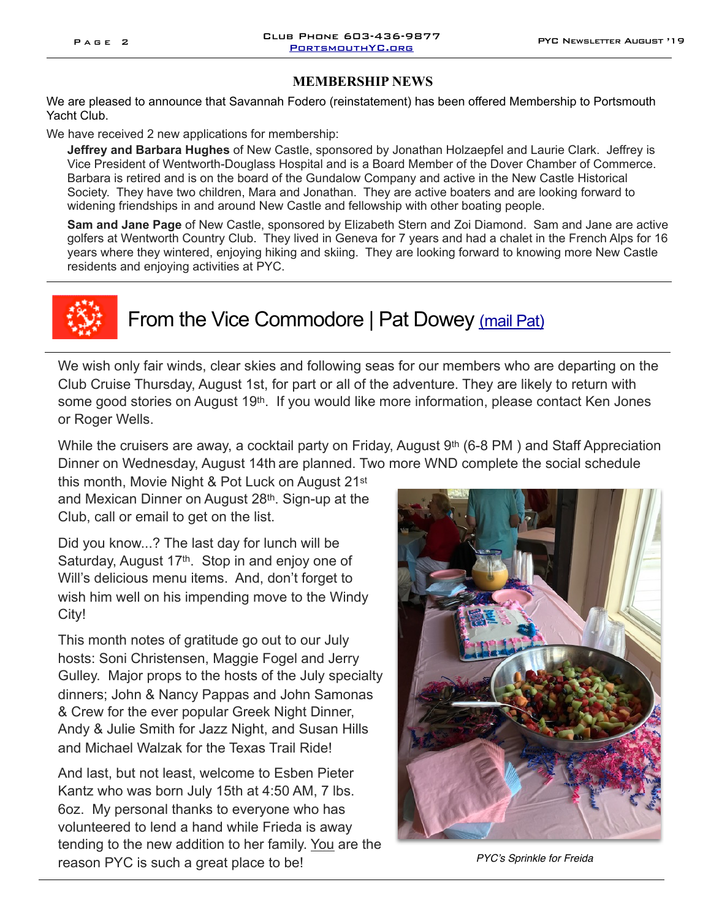## MEMBERSHIP NEWS

We are pleased to announce that Savannah Fodero (reinstatement) has been offered Membership to Portsmouth Yacht Club.

We have received 2 new applications for membership:

**Jeffrey and Barbara Hughes** of New Castle, sponsored by Jonathan Holzaepfel and Laurie Clark. Jeffrey is Vice President of Wentworth-Douglass Hospital and is a Board Member of the Dover Chamber of Commerce. Barbara is retired and is on the board of the Gundalow Company and active in the New Castle Historical Society. They have two children, Mara and Jonathan. They are active boaters and are looking forward to widening friendships in and around New Castle and fellowship with other boating people.

**Sam and Jane Page** of New Castle, sponsored by Elizabeth Stern and Zoi Diamond. Sam and Jane are active golfers at Wentworth Country Club. They lived in Geneva for 7 years and had a chalet in the French Alps for 16 years where they wintered, enjoying hiking and skiing. They are looking forward to knowing more New Castle residents and enjoying activities at PYC.

## From the Vice Commodore | Pat Dowey (mail Pat)

We wish only fair winds, clear skies and following seas for our members who are departing on the Club Cruise Thursday, August 1st, for part or all of the adventure. They are likely to return with some good stories on August 19th. If you would like more information, please contact Ken Jones or Roger Wells.

While the cruisers are away, a cocktail party on Friday, August 9th (6-8 PM ) and Staff Appreciation Dinner on Wednesday, August 14th are planned. Two more WND complete the social schedule this month, Movie Night & Pot Luck on August 21st and Mexican Dinner on August 28th. Sign-up at the Club, call or email to get on the list.

Did you know...? The last day for lunch will be Saturday, August 17th. Stop in and enjoy one of Will's delicious menu items. And, don't forget to wish him well on his impending move to the Windy City!

This month notes of gratitude go out to our July hosts: Soni Christensen, Maggie Fogel and Jerry Gulley. Major props to the hosts of the July specialty dinners; John & Nancy Pappas and John Samonas & Crew for the ever popular Greek Night Dinner, Andy & Julie Smith for Jazz Night, and Susan Hills and Michael Walzak for the Texas Trail Ride!

And last, but not least, welcome to Esben Pieter Kantz who was born July 15th at 4:50 AM, 7 lbs. 6oz. My personal thanks to everyone who has volunteered to lend a hand while Frieda is away tending to the new addition to her family. You are the reason PYC is such a great place to be!

*PYC's Sprinkle for Freida*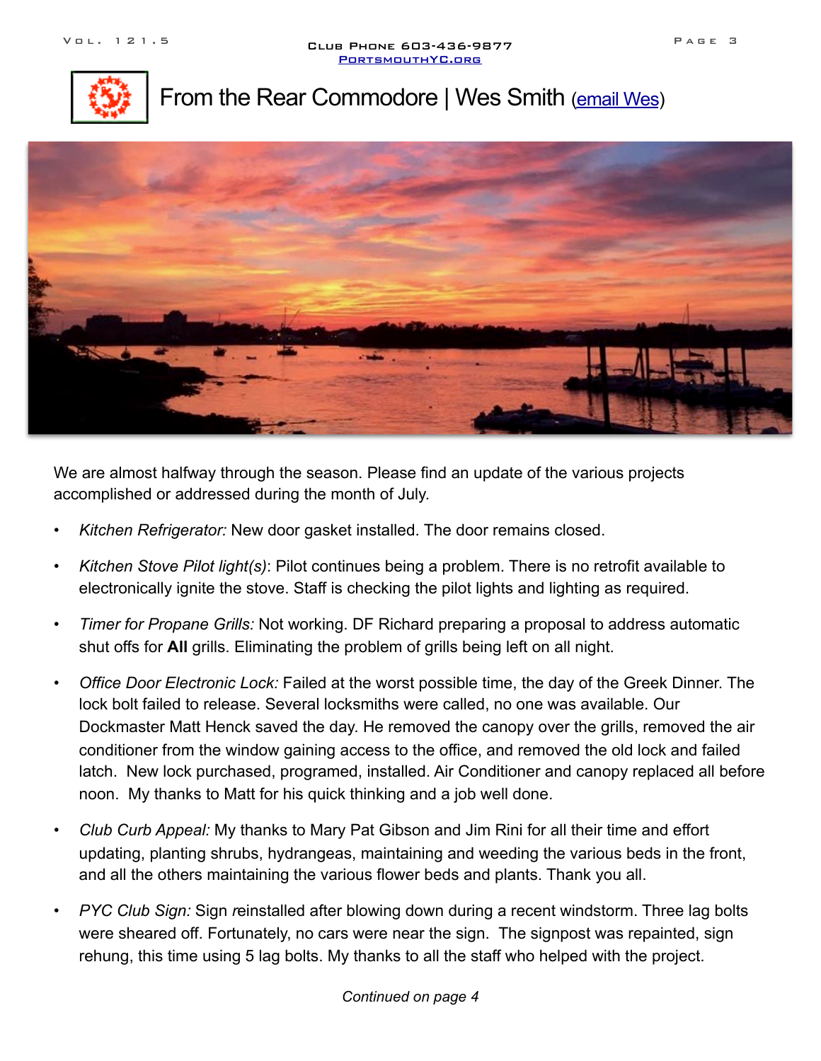# From the Rear Commodore | Wes Smith (email Wes)

We are almost halfway through the season. Please find an update of the various projects accomplished or addressed during the month of July.

- *Kitchen Refrigerator:* New door gasket installed. The door remains closed.
- *Kitchen Stove Pilot light(s)*: Pilot continues being a problem. There is no retrofit available to electronically ignite the stove. Staff is checking the pilot lights and lighting as required.
- *Timer for Propane Grills:* Not working. DF Richard preparing a proposal to address automatic shut offs for **All** grills. Eliminating the problem of grills being left on all night.
- *Office Door Electronic Lock:* Failed at the worst possible time, the day of the Greek Dinner. The lock bolt failed to release. Several locksmiths were called, no one was available. Our Dockmaster Matt Henck saved the day. He removed the canopy over the grills, removed the air conditioner from the window gaining access to the office, and removed the old lock and failed latch. New lock purchased, programed, installed. Air Conditioner and canopy replaced all before noon. My thanks to Matt for his quick thinking and a job well done.
- *Club Curb Appeal:* My thanks to Mary Pat Gibson and Jim Rini for all their time and effort updating, planting shrubs, hydrangeas, maintaining and weeding the various beds in the front, and all the others maintaining the various flower beds and plants. Thank you all.
- *PYC Club Sign:* Sign *r*einstalled after blowing down during a recent windstorm. Three lag bolts were sheared off. Fortunately, no cars were near the sign. The signpost was repainted, sign rehung, this time using 5 lag bolts. My thanks to all the staff who helped with the project.

*Continued on page 4*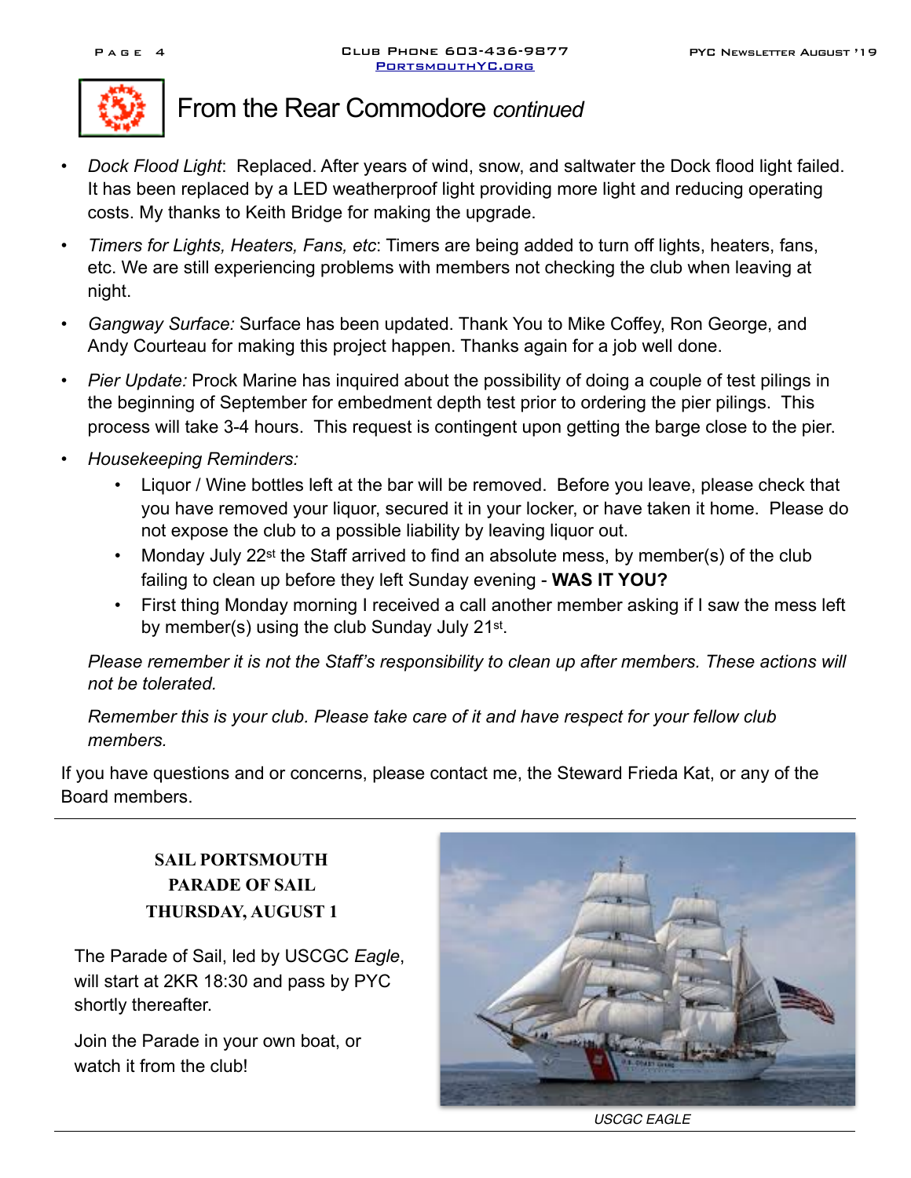# From the Rear Commodore *continued*

- *Dock Flood Light*: Replaced. After years of wind, snow, and saltwater the Dock flood light failed. It has been replaced by a LED weatherproof light providing more light and reducing operating costs. My thanks to Keith Bridge for making the upgrade.
- *Timers for Lights, Heaters, Fans, etc*: Timers are being added to turn off lights, heaters, fans, etc. We are still experiencing problems with members not checking the club when leaving at night.
- *Gangway Surface:* Surface has been updated. Thank You to Mike Coffey, Ron George, and Andy Courteau for making this project happen. Thanks again for a job well done.
- *Pier Update:* Prock Marine has inquired about the possibility of doing a couple of test pilings in the beginning of September for embedment depth test prior to ordering the pier pilings. This process will take 3-4 hours. This request is contingent upon getting the barge close to the pier.
- *Housekeeping Reminders:*
  - Liquor / Wine bottles left at the bar will be removed. Before you leave, please check that you have removed your liquor, secured it in your locker, or have taken it home. Please do not expose the club to a possible liability by leaving liquor out.
  - Monday July 22st the Staff arrived to find an absolute mess, by member(s) of the club failing to clean up before they left Sunday evening - **WAS IT YOU?**
  - First thing Monday morning I received a call another member asking if I saw the mess left by member(s) using the club Sunday July 21st.

*Please remember it is not the Staff's responsibility to clean up after members. These actions will not be tolerated.*

*Remember this is your club. Please take care of it and have respect for your fellow club members.*

If you have questions and or concerns, please contact me, the Steward Frieda Kat, or any of the Board members.

---

**SAIL PORTSMOUTH**
**PARADE OF SAIL**
**THURSDAY, AUGUST 1**

The Parade of Sail, led by USCGC *Eagle*, will start at 2KR 18:30 and pass by PYC shortly thereafter.

Join the Parade in your own boat, or watch it from the club!

*USCGC EAGLE*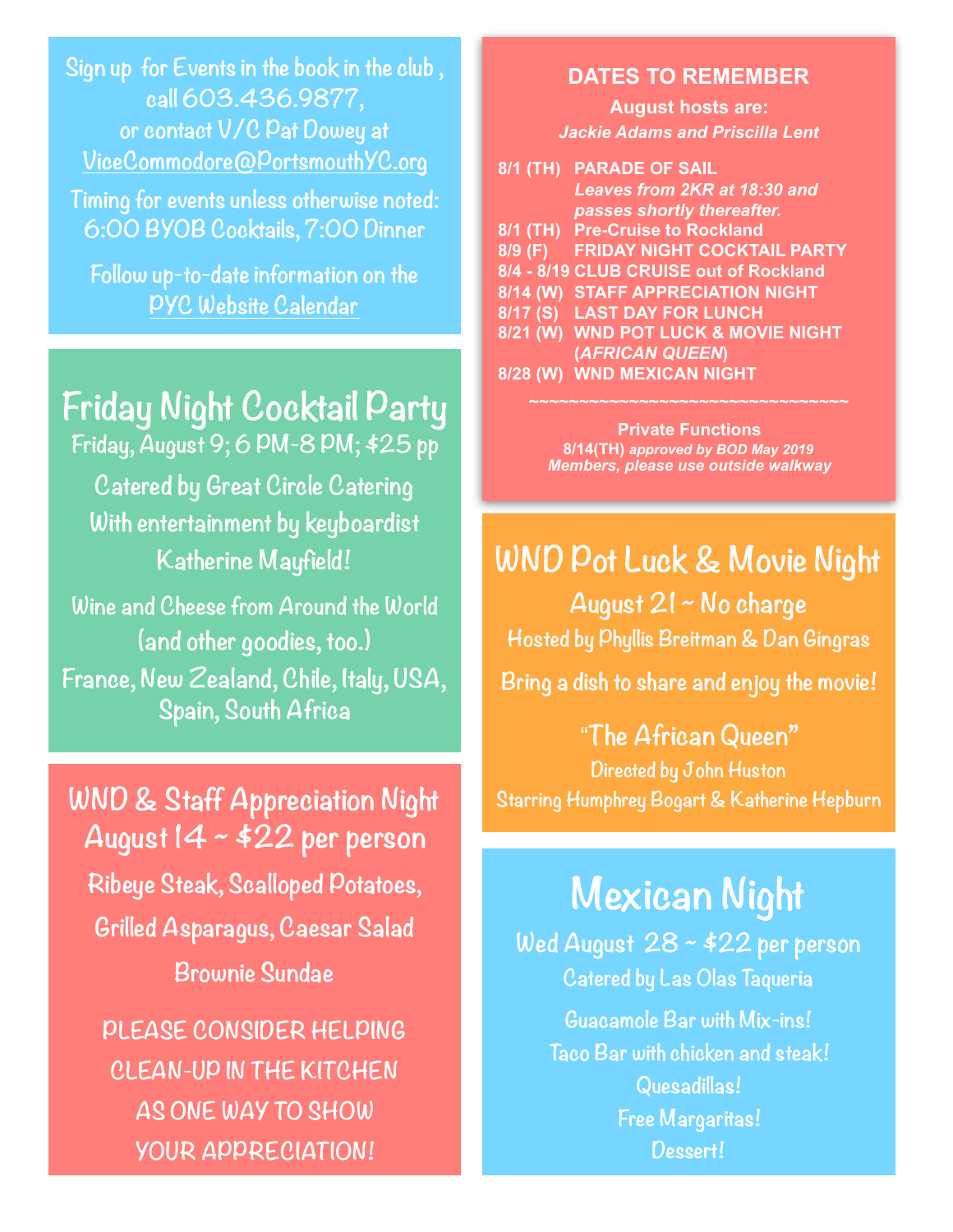Sign up for Events in the book in the club, call 603.436.9877, or contact V/C Pat Dowey at ViceCommodore@PortsmouthYC.org

Timing for events unless otherwise noted: 6:00 BYOB Cocktails, 7:00 Dinner

Follow up-to-date information on the PYC Website Calendar

## Friday Night Cocktail Party

Friday, August 9; 6 PM-8 PM; $25 pp

Catered by Great Circle Catering

With entertainment by keyboardist Katherine Mayfield!

Wine and Cheese from Around the World (and other goodies, too.)

France, New Zealand, Chile, Italy, USA, Spain, South Africa

## WND & Staff Appreciation Night

### August 14 ~ $22 per person

Ribeye Steak, Scalloped Potatoes, Grilled Asparagus, Caesar Salad

Brownie Sundae

PLEASE CONSIDER HELPING CLEAN-UP IN THE KITCHEN AS ONE WAY TO SHOW YOUR APPRECIATION!

## DATES TO REMEMBER

**August hosts are:**
***Jackie Adams and Priscilla Lent***

| | |
|---|---|
| **8/1 (TH)** | **PARADE OF SAIL** *Leaves from 2KR at 18:30 and passes shortly thereafter.* |
| **8/1 (TH)** | **Pre-Cruise to Rockland** |
| **8/9 (F)** | **FRIDAY NIGHT COCKTAIL PARTY** |
| **8/4 - 8/19** | **CLUB CRUISE out of Rockland** |
| **8/14 (W)** | **STAFF APPRECIATION NIGHT** |
| **8/17 (S)** | **LAST DAY FOR LUNCH** |
| **8/21 (W)** | **WND POT LUCK & MOVIE NIGHT (*AFRICAN QUEEN*)** |
| **8/28 (W)** | **WND MEXICAN NIGHT** |

~~~~~~~~~~~~~~~~~~~~~~~~~~~~~~~~~~

**Private Functions**
**8/14(TH)** ***approved by BOD May 2019***
***Members, please use outside walkway***

## WND Pot Luck & Movie Night

### August 21 ~ No charge

Hosted by Phyllis Breitman & Dan Gingras

Bring a dish to share and enjoy the movie!

### "The African Queen"

Directed by John Huston

Starring Humphrey Bogart & Katherine Hepburn

## Mexican Night

### Wed August 28 ~ $22 per person

Catered by Las Olas Taqueria

Guacamole Bar with Mix-ins!

Taco Bar with chicken and steak!

Quesadillas!

Free Margaritas!

Dessert!